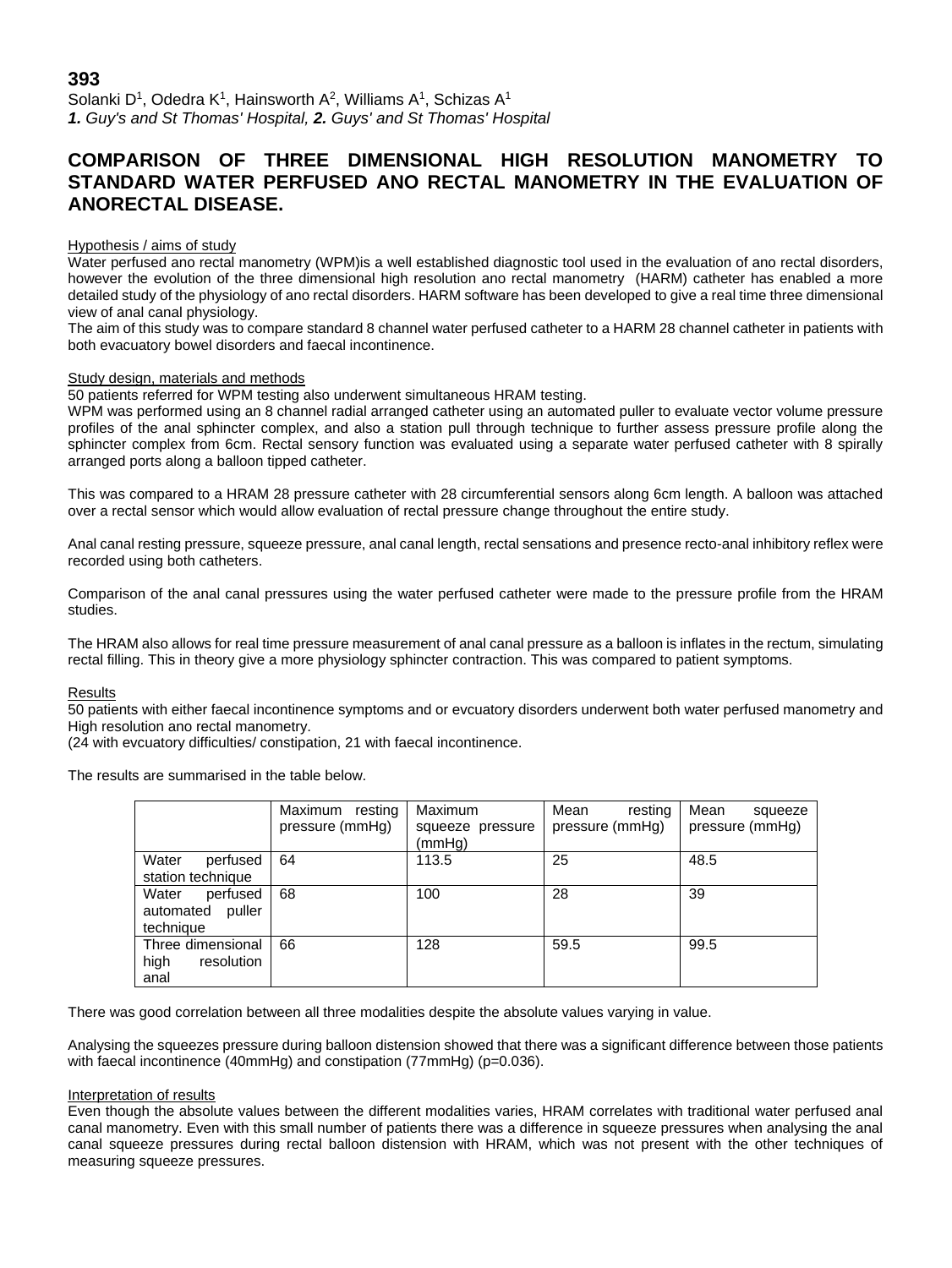**393**

Solanki D[1], Odedra K[1], Hainsworth A[2], Williams A[1], Schizas A[1]

***1.** Guy's and St Thomas' Hospital, **2.** Guys' and St Thomas' Hospital*

# COMPARISON OF THREE DIMENSIONAL HIGH RESOLUTION MANOMETRY TO STANDARD WATER PERFUSED ANO RECTAL MANOMETRY IN THE EVALUATION OF ANORECTAL DISEASE.

## Hypothesis / aims of study

Water perfused ano rectal manometry (WPM)is a well established diagnostic tool used in the evaluation of ano rectal disorders, however the evolution of the three dimensional high resolution ano rectal manometry (HARM) catheter has enabled a more detailed study of the physiology of ano rectal disorders. HARM software has been developed to give a real time three dimensional view of anal canal physiology.

The aim of this study was to compare standard 8 channel water perfused catheter to a HARM 28 channel catheter in patients with both evacuatory bowel disorders and faecal incontinence.

## Study design, materials and methods

50 patients referred for WPM testing also underwent simultaneous HRAM testing.

WPM was performed using an 8 channel radial arranged catheter using an automated puller to evaluate vector volume pressure profiles of the anal sphincter complex, and also a station pull through technique to further assess pressure profile along the sphincter complex from 6cm. Rectal sensory function was evaluated using a separate water perfused catheter with 8 spirally arranged ports along a balloon tipped catheter.

This was compared to a HRAM 28 pressure catheter with 28 circumferential sensors along 6cm length. A balloon was attached over a rectal sensor which would allow evaluation of rectal pressure change throughout the entire study.

Anal canal resting pressure, squeeze pressure, anal canal length, rectal sensations and presence recto-anal inhibitory reflex were recorded using both catheters.

Comparison of the anal canal pressures using the water perfused catheter were made to the pressure profile from the HRAM studies.

The HRAM also allows for real time pressure measurement of anal canal pressure as a balloon is inflates in the rectum, simulating rectal filling. This in theory give a more physiology sphincter contraction. This was compared to patient symptoms.

## Results

50 patients with either faecal incontinence symptoms and or evcuatory disorders underwent both water perfused manometry and High resolution ano rectal manometry.

(24 with evcuatory difficulties/ constipation, 21 with faecal incontinence.

The results are summarised in the table below.

| | Maximum resting pressure (mmHg) | Maximum squeeze pressure (mmHg) | Mean resting pressure (mmHg) | Mean squeeze pressure (mmHg) |
|---|---|---|---|---|
| Water perfused station technique | 64 | 113.5 | 25 | 48.5 |
| Water perfused automated puller technique | 68 | 100 | 28 | 39 |
| Three dimensional high resolution anal | 66 | 128 | 59.5 | 99.5 |

There was good correlation between all three modalities despite the absolute values varying in value.

Analysing the squeezes pressure during balloon distension showed that there was a significant difference between those patients with faecal incontinence (40mmHg) and constipation (77mmHg) (p=0.036).

## Interpretation of results

Even though the absolute values between the different modalities varies, HRAM correlates with traditional water perfused anal canal manometry. Even with this small number of patients there was a difference in squeeze pressures when analysing the anal canal squeeze pressures during rectal balloon distension with HRAM, which was not present with the other techniques of measuring squeeze pressures.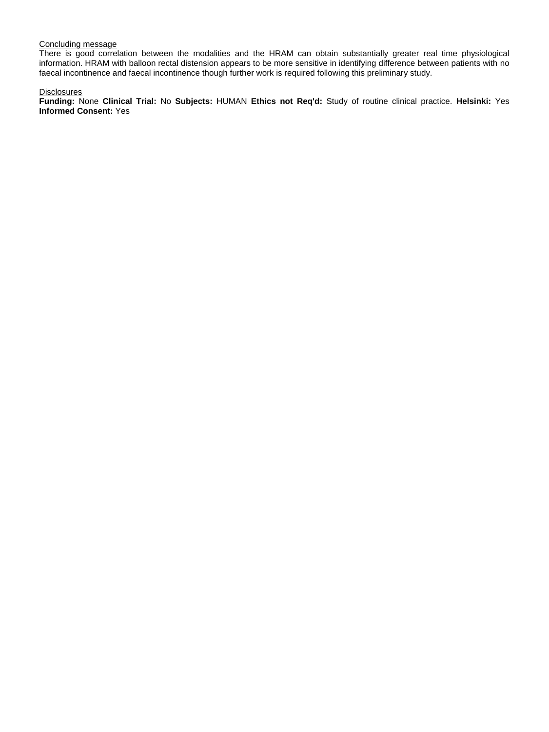<u>Concluding message</u>

There is good correlation between the modalities and the HRAM can obtain substantially greater real time physiological information. HRAM with balloon rectal distension appears to be more sensitive in identifying difference between patients with no faecal incontinence and faecal incontinence though further work is required following this preliminary study.

<u>Disclosures</u>

**Funding:** None **Clinical Trial:** No **Subjects:** HUMAN **Ethics not Req'd:** Study of routine clinical practice. **Helsinki:** Yes **Informed Consent:** Yes